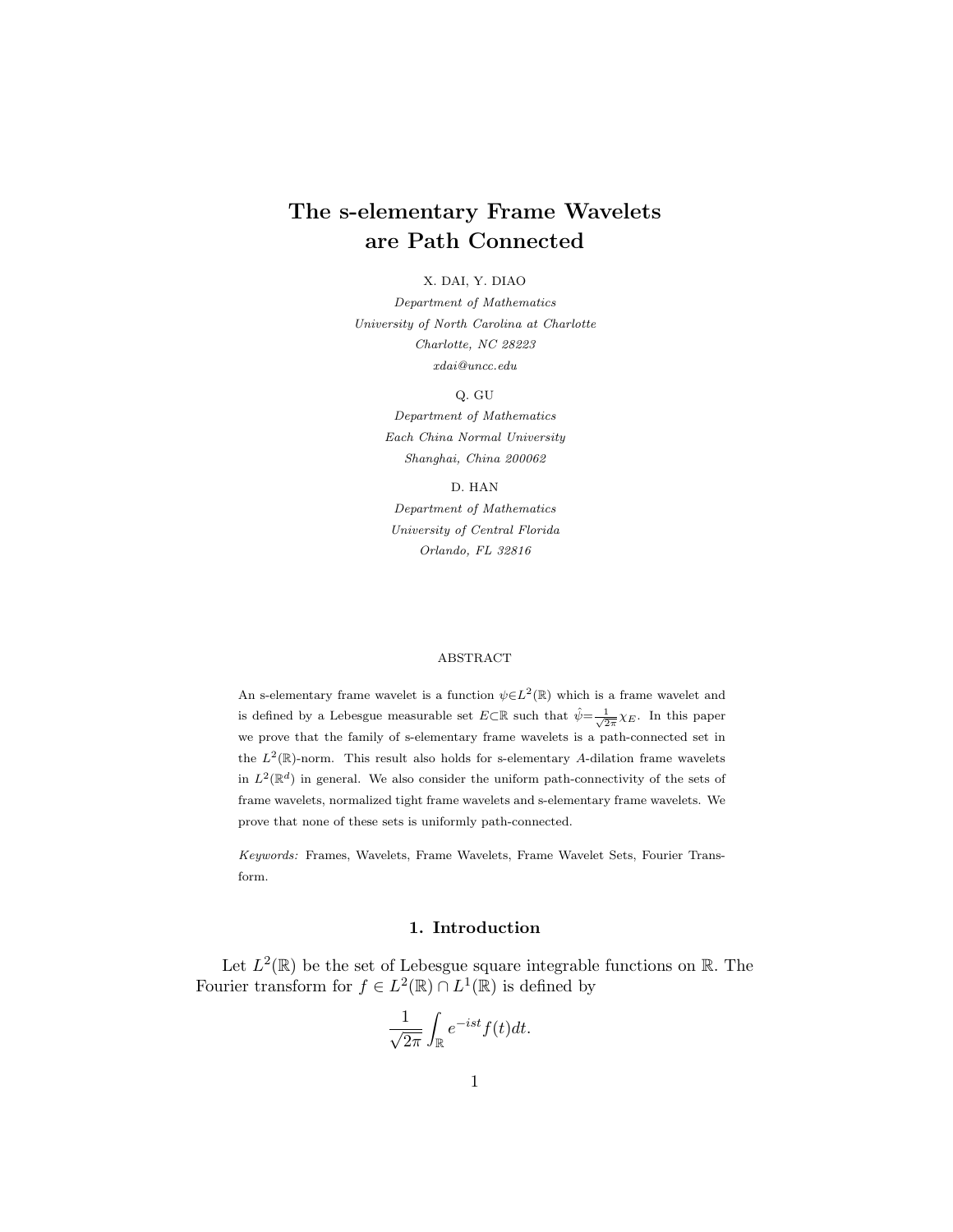# The s-elementary Frame Wavelets are Path Connected

X. DAI, Y. DIAO

*Department of Mathematics*
*University of North Carolina at Charlotte*
*Charlotte, NC 28223*
*xdai@uncc.edu*

Q. GU

*Department of Mathematics*
*Each China Normal University*
*Shanghai, China 200062*

D. HAN

*Department of Mathematics*
*University of Central Florida*
*Orlando, FL 32816*

ABSTRACT

An s-elementary frame wavelet is a function $\psi \in L^2(\mathbb{R})$ which is a frame wavelet and is defined by a Lebesgue measurable set $E \subset \mathbb{R}$ such that $\hat{\psi} = \frac{1}{\sqrt{2\pi}} \chi_E$. In this paper we prove that the family of s-elementary frame wavelets is a path-connected set in the $L^2(\mathbb{R})$-norm. This result also holds for s-elementary $A$-dilation frame wavelets in $L^2(\mathbb{R}^d)$ in general. We also consider the uniform path-connectivity of the sets of frame wavelets, normalized tight frame wavelets and s-elementary frame wavelets. We prove that none of these sets is uniformly path-connected.

*Keywords:* Frames, Wavelets, Frame Wavelets, Frame Wavelet Sets, Fourier Transform.

## 1. Introduction

Let $L^2(\mathbb{R})$ be the set of Lebesgue square integrable functions on $\mathbb{R}$. The Fourier transform for $f \in L^2(\mathbb{R}) \cap L^1(\mathbb{R})$ is defined by

$$\frac{1}{\sqrt{2\pi}} \int_{\mathbb{R}} e^{-ist} f(t) dt.$$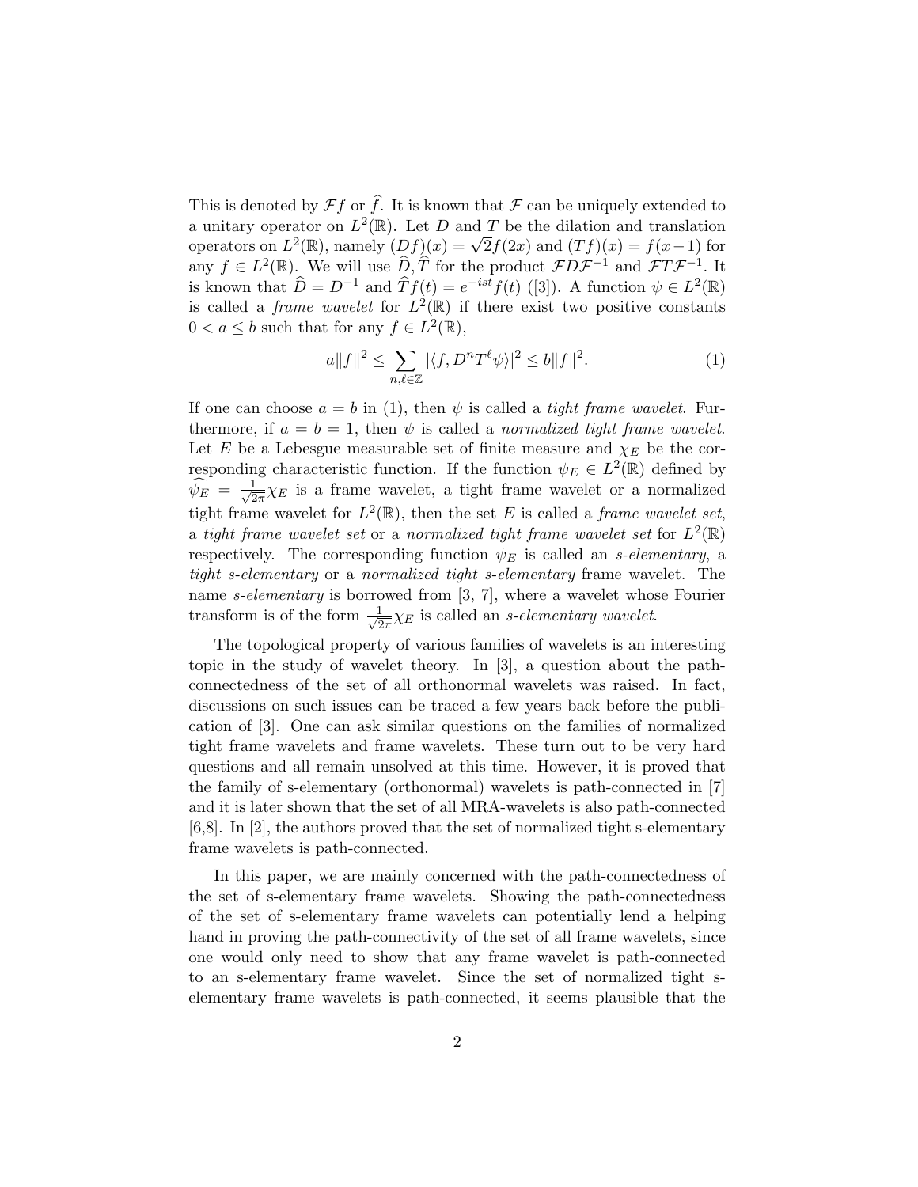This is denoted by $\mathcal{F}f$ or $\widehat{f}$. It is known that $\mathcal{F}$ can be uniquely extended to a unitary operator on $L^2(\mathbb{R})$. Let $D$ and $T$ be the dilation and translation operators on $L^2(\mathbb{R})$, namely $(Df)(x) = \sqrt{2}f(2x)$ and $(Tf)(x) = f(x-1)$ for any $f \in L^2(\mathbb{R})$. We will use $\widehat{D}, \widehat{T}$ for the product $\mathcal{F}D\mathcal{F}^{-1}$ and $\mathcal{F}T\mathcal{F}^{-1}$. It is known that $\widehat{D} = D^{-1}$ and $\widehat{T}f(t) = e^{-ist}f(t)$ ([3]). A function $\psi \in L^2(\mathbb{R})$ is called a *frame wavelet* for $L^2(\mathbb{R})$ if there exist two positive constants $0 < a \leq b$ such that for any $f \in L^2(\mathbb{R})$,

$$a\|f\|^2 \leq \sum_{n,\ell \in \mathbb{Z}} |\langle f, D^n T^\ell \psi \rangle|^2 \leq b\|f\|^2. \tag{1}$$

If one can choose $a = b$ in (1), then $\psi$ is called a *tight frame wavelet*. Furthermore, if $a = b = 1$, then $\psi$ is called a *normalized tight frame wavelet*. Let $E$ be a Lebesgue measurable set of finite measure and $\chi_E$ be the corresponding characteristic function. If the function $\psi_E \in L^2(\mathbb{R})$ defined by $\widehat{\psi_E} = \frac{1}{\sqrt{2\pi}}\chi_E$ is a frame wavelet, a tight frame wavelet or a normalized tight frame wavelet for $L^2(\mathbb{R})$, then the set $E$ is called a *frame wavelet set*, a *tight frame wavelet set* or a *normalized tight frame wavelet set* for $L^2(\mathbb{R})$ respectively. The corresponding function $\psi_E$ is called an *s-elementary*, a *tight s-elementary* or a *normalized tight s-elementary* frame wavelet. The name *s-elementary* is borrowed from [3, 7], where a wavelet whose Fourier transform is of the form $\frac{1}{\sqrt{2\pi}}\chi_E$ is called an *s-elementary wavelet*.

The topological property of various families of wavelets is an interesting topic in the study of wavelet theory. In [3], a question about the path-connectedness of the set of all orthonormal wavelets was raised. In fact, discussions on such issues can be traced a few years back before the publication of [3]. One can ask similar questions on the families of normalized tight frame wavelets and frame wavelets. These turn out to be very hard questions and all remain unsolved at this time. However, it is proved that the family of s-elementary (orthonormal) wavelets is path-connected in [7] and it is later shown that the set of all MRA-wavelets is also path-connected [6,8]. In [2], the authors proved that the set of normalized tight s-elementary frame wavelets is path-connected.

In this paper, we are mainly concerned with the path-connectedness of the set of s-elementary frame wavelets. Showing the path-connectedness of the set of s-elementary frame wavelets can potentially lend a helping hand in proving the path-connectivity of the set of all frame wavelets, since one would only need to show that any frame wavelet is path-connected to an s-elementary frame wavelet. Since the set of normalized tight s-elementary frame wavelets is path-connected, it seems plausible that the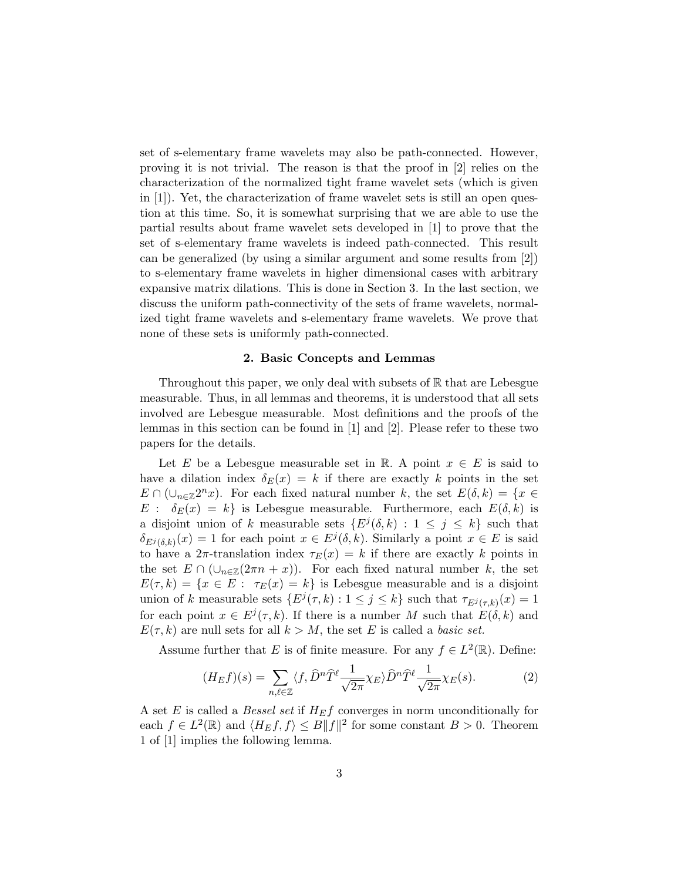set of s-elementary frame wavelets may also be path-connected. However, proving it is not trivial. The reason is that the proof in [2] relies on the characterization of the normalized tight frame wavelet sets (which is given in [1]). Yet, the characterization of frame wavelet sets is still an open question at this time. So, it is somewhat surprising that we are able to use the partial results about frame wavelet sets developed in [1] to prove that the set of s-elementary frame wavelets is indeed path-connected. This result can be generalized (by using a similar argument and some results from [2]) to s-elementary frame wavelets in higher dimensional cases with arbitrary expansive matrix dilations. This is done in Section 3. In the last section, we discuss the uniform path-connectivity of the sets of frame wavelets, normalized tight frame wavelets and s-elementary frame wavelets. We prove that none of these sets is uniformly path-connected.

## 2. Basic Concepts and Lemmas

Throughout this paper, we only deal with subsets of $\mathbb{R}$ that are Lebesgue measurable. Thus, in all lemmas and theorems, it is understood that all sets involved are Lebesgue measurable. Most definitions and the proofs of the lemmas in this section can be found in [1] and [2]. Please refer to these two papers for the details.

Let $E$ be a Lebesgue measurable set in $\mathbb{R}$. A point $x \in E$ is said to have a dilation index $\delta_E(x) = k$ if there are exactly $k$ points in the set $E \cap (\cup_{n\in\mathbb{Z}} 2^n x)$. For each fixed natural number $k$, the set $E(\delta, k) = \{x \in E : \ \delta_E(x) = k\}$ is Lebesgue measurable. Furthermore, each $E(\delta, k)$ is a disjoint union of $k$ measurable sets $\{E^j(\delta, k) : 1 \leq j \leq k\}$ such that $\delta_{E^j(\delta,k)}(x) = 1$ for each point $x \in E^j(\delta, k)$. Similarly a point $x \in E$ is said to have a $2\pi$-translation index $\tau_E(x) = k$ if there are exactly $k$ points in the set $E \cap (\cup_{n\in\mathbb{Z}}(2\pi n + x))$. For each fixed natural number $k$, the set $E(\tau, k) = \{x \in E : \ \tau_E(x) = k\}$ is Lebesgue measurable and is a disjoint union of $k$ measurable sets $\{E^j(\tau, k) : 1 \leq j \leq k\}$ such that $\tau_{E^j(\tau,k)}(x) = 1$ for each point $x \in E^j(\tau, k)$. If there is a number $M$ such that $E(\delta, k)$ and $E(\tau, k)$ are null sets for all $k > M$, the set $E$ is called a *basic set.*

Assume further that $E$ is of finite measure. For any $f \in L^2(\mathbb{R})$. Define:

$$(H_E f)(s) = \sum_{n,\ell\in\mathbb{Z}} \langle f, \widehat{D}^n \widehat{T}^\ell \frac{1}{\sqrt{2\pi}}\chi_E\rangle \widehat{D}^n \widehat{T}^\ell \frac{1}{\sqrt{2\pi}}\chi_E(s). \tag{2}$$

A set $E$ is called a *Bessel set* if $H_E f$ converges in norm unconditionally for each $f \in L^2(\mathbb{R})$ and $\langle H_E f, f\rangle \leq B\|f\|^2$ for some constant $B > 0$. Theorem 1 of [1] implies the following lemma.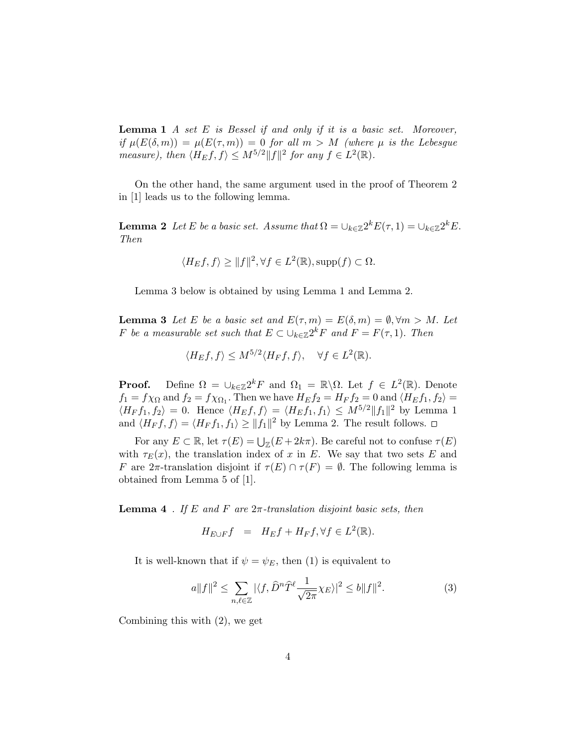**Lemma 1** *A set $E$ is Bessel if and only if it is a basic set. Moreover, if $\mu(E(\delta, m)) = \mu(E(\tau, m)) = 0$ for all $m > M$ (where $\mu$ is the Lebesgue measure), then $\langle H_E f, f\rangle \leq M^{5/2}\|f\|^2$ for any $f \in L^2(\mathbb{R})$.*

On the other hand, the same argument used in the proof of Theorem 2 in [1] leads us to the following lemma.

**Lemma 2** *Let $E$ be a basic set. Assume that $\Omega = \cup_{k\in\mathbb{Z}} 2^k E(\tau, 1) = \cup_{k\in\mathbb{Z}} 2^k E$. Then*

$$\langle H_E f, f\rangle \geq \|f\|^2, \forall f \in L^2(\mathbb{R}), \mathrm{supp}(f) \subset \Omega.$$

Lemma 3 below is obtained by using Lemma 1 and Lemma 2.

**Lemma 3** *Let $E$ be a basic set and $E(\tau, m) = E(\delta, m) = \emptyset, \forall m > M$. Let $F$ be a measurable set such that $E \subset \cup_{k\in\mathbb{Z}} 2^k F$ and $F = F(\tau, 1)$. Then*

$$\langle H_E f, f\rangle \leq M^{5/2}\langle H_F f, f\rangle, \quad \forall f \in L^2(\mathbb{R}).$$

**Proof.** Define $\Omega = \cup_{k\in\mathbb{Z}} 2^k F$ and $\Omega_1 = \mathbb{R}\backslash\Omega$. Let $f \in L^2(\mathbb{R})$. Denote $f_1 = f\chi_\Omega$ and $f_2 = f\chi_{\Omega_1}$. Then we have $H_E f_2 = H_F f_2 = 0$ and $\langle H_E f_1, f_2\rangle = \langle H_F f_1, f_2\rangle = 0$. Hence $\langle H_E f, f\rangle = \langle H_E f_1, f_1\rangle \leq M^{5/2}\|f_1\|^2$ by Lemma 1 and $\langle H_F f, f\rangle = \langle H_F f_1, f_1\rangle \geq \|f_1\|^2$ by Lemma 2. The result follows. $\square$

For any $E \subset \mathbb{R}$, let $\tau(E) = \bigcup_{\mathbb{Z}}(E + 2k\pi)$. Be careful not to confuse $\tau(E)$ with $\tau_E(x)$, the translation index of $x$ in $E$. We say that two sets $E$ and $F$ are $2\pi$-translation disjoint if $\tau(E) \cap \tau(F) = \emptyset$. The following lemma is obtained from Lemma 5 of [1].

**Lemma 4** . *If $E$ and $F$ are $2\pi$-translation disjoint basic sets, then*

$$H_{E\cup F} f \;\; = \;\; H_E f + H_F f, \forall f \in L^2(\mathbb{R}).$$

It is well-known that if $\psi = \psi_E$, then (1) is equivalent to

$$a\|f\|^2 \leq \sum_{n,\ell\in\mathbb{Z}} |\langle f, \widehat{D}^n \widehat{T}^\ell \frac{1}{\sqrt{2\pi}}\chi_E\rangle|^2 \leq b\|f\|^2. \tag{3}$$

Combining this with (2), we get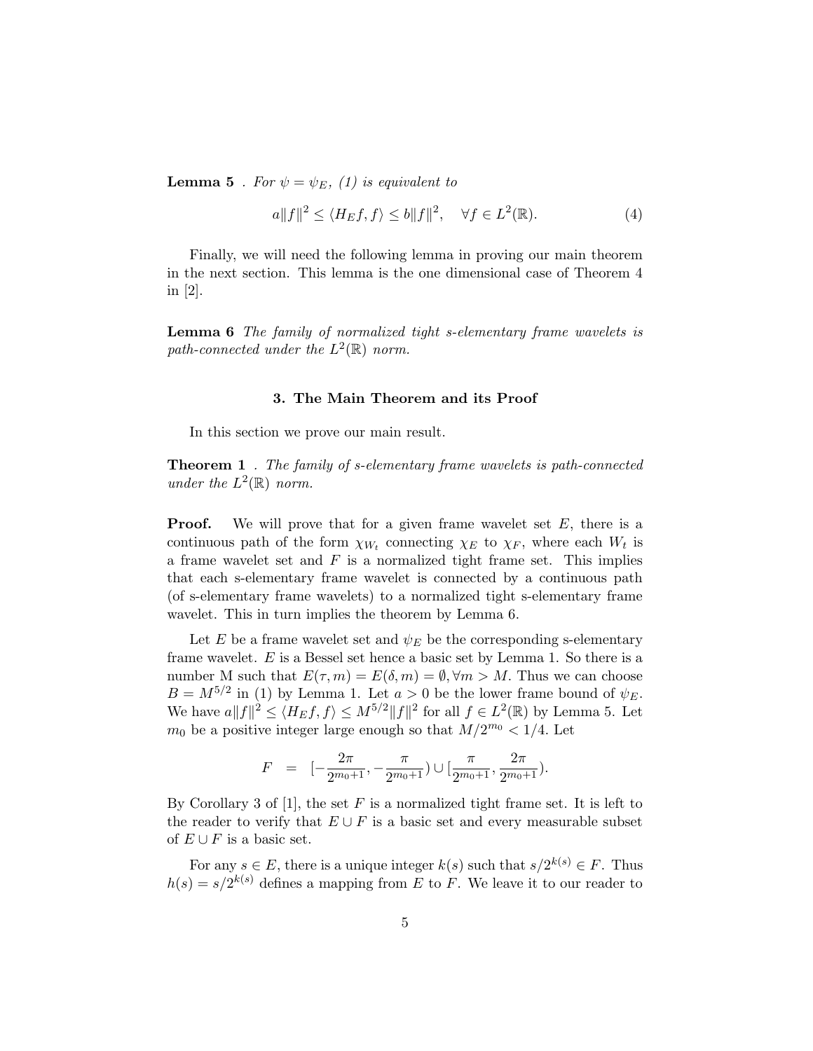**Lemma 5** . *For $\psi = \psi_E$, (1) is equivalent to*

$$a\|f\|^2 \leq \langle H_E f, f\rangle \leq b\|f\|^2, \quad \forall f \in L^2(\mathbb{R}). \tag{4}$$

Finally, we will need the following lemma in proving our main theorem in the next section. This lemma is the one dimensional case of Theorem 4 in [2].

**Lemma 6** *The family of normalized tight s-elementary frame wavelets is path-connected under the $L^2(\mathbb{R})$ norm.*

### 3. The Main Theorem and its Proof

In this section we prove our main result.

**Theorem 1** . *The family of s-elementary frame wavelets is path-connected under the $L^2(\mathbb{R})$ norm.*

**Proof.** We will prove that for a given frame wavelet set $E$, there is a continuous path of the form $\chi_{W_t}$ connecting $\chi_E$ to $\chi_F$, where each $W_t$ is a frame wavelet set and $F$ is a normalized tight frame set. This implies that each s-elementary frame wavelet is connected by a continuous path (of s-elementary frame wavelets) to a normalized tight s-elementary frame wavelet. This in turn implies the theorem by Lemma 6.

Let $E$ be a frame wavelet set and $\psi_E$ be the corresponding s-elementary frame wavelet. $E$ is a Bessel set hence a basic set by Lemma 1. So there is a number M such that $E(\tau, m) = E(\delta, m) = \emptyset, \forall m > M$. Thus we can choose $B = M^{5/2}$ in (1) by Lemma 1. Let $a > 0$ be the lower frame bound of $\psi_E$. We have $a\|f\|^2 \leq \langle H_E f, f\rangle \leq M^{5/2}\|f\|^2$ for all $f \in L^2(\mathbb{R})$ by Lemma 5. Let $m_0$ be a positive integer large enough so that $M/2^{m_0} < 1/4$. Let

$$F \;\; = \;\; [-\frac{2\pi}{2^{m_0+1}}, -\frac{\pi}{2^{m_0+1}}) \cup [\frac{\pi}{2^{m_0+1}}, \frac{2\pi}{2^{m_0+1}}).$$

By Corollary 3 of [1], the set $F$ is a normalized tight frame set. It is left to the reader to verify that $E \cup F$ is a basic set and every measurable subset of $E \cup F$ is a basic set.

For any $s \in E$, there is a unique integer $k(s)$ such that $s/2^{k(s)} \in F$. Thus $h(s) = s/2^{k(s)}$ defines a mapping from $E$ to $F$. We leave it to our reader to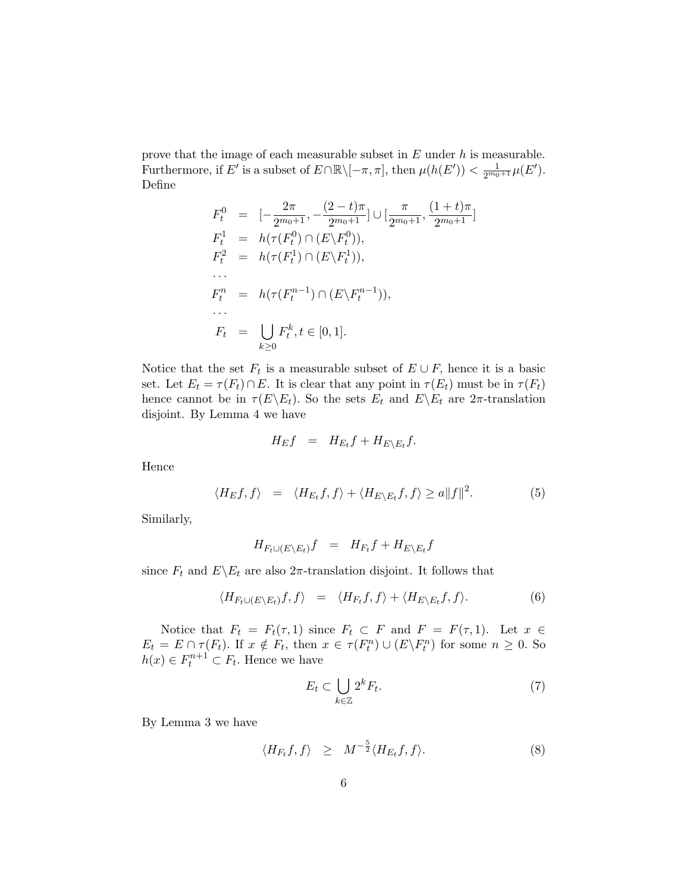prove that the image of each measurable subset in $E$ under $h$ is measurable. Furthermore, if $E'$ is a subset of $E \cap \mathbb{R} \backslash [-\pi, \pi]$, then $\mu(h(E')) < \frac{1}{2^{m_0+1}}\mu(E')$. Define

$$
\begin{aligned}
F_t^0 &= [-\frac{2\pi}{2^{m_0+1}}, -\frac{(2-t)\pi}{2^{m_0+1}}] \cup [\frac{\pi}{2^{m_0+1}}, \frac{(1+t)\pi}{2^{m_0+1}}] \\
F_t^1 &= h(\tau(F_t^0) \cap (E \backslash F_t^0)), \\
F_t^2 &= h(\tau(F_t^1) \cap (E \backslash F_t^1)), \\
&\cdots \\
F_t^n &= h(\tau(F_t^{n-1}) \cap (E \backslash F_t^{n-1})), \\
&\cdots \\
F_t &= \bigcup_{k \geq 0} F_t^k, t \in [0, 1].
\end{aligned}
$$

Notice that the set $F_t$ is a measurable subset of $E \cup F$, hence it is a basic set. Let $E_t = \tau(F_t) \cap E$. It is clear that any point in $\tau(E_t)$ must be in $\tau(F_t)$ hence cannot be in $\tau(E \backslash E_t)$. So the sets $E_t$ and $E \backslash E_t$ are $2\pi$-translation disjoint. By Lemma 4 we have

$$
H_E f = H_{E_t} f + H_{E \backslash E_t} f.
$$

Hence

$$
\langle H_E f, f \rangle = \langle H_{E_t} f, f \rangle + \langle H_{E \backslash E_t} f, f \rangle \geq a \|f\|^2. \tag{5}
$$

Similarly,

$$
H_{F_t \cup (E \backslash E_t)} f = H_{F_t} f + H_{E \backslash E_t} f
$$

since $F_t$ and $E \backslash E_t$ are also $2\pi$-translation disjoint. It follows that

$$
\langle H_{F_t \cup (E \backslash E_t)} f, f \rangle = \langle H_{F_t} f, f \rangle + \langle H_{E \backslash E_t} f, f \rangle. \tag{6}
$$

Notice that $F_t = F_t(\tau, 1)$ since $F_t \subset F$ and $F = F(\tau, 1)$. Let $x \in E_t = E \cap \tau(F_t)$. If $x \notin F_t$, then $x \in \tau(F_t^n) \cup (E \backslash F_t^n)$ for some $n \geq 0$. So $h(x) \in F_t^{n+1} \subset F_t$. Hence we have

$$
E_t \subset \bigcup_{k \in \mathbb{Z}} 2^k F_t. \tag{7}
$$

By Lemma 3 we have

$$
\langle H_{F_t} f, f \rangle \geq M^{-\frac{5}{2}} \langle H_{E_t} f, f \rangle. \tag{8}
$$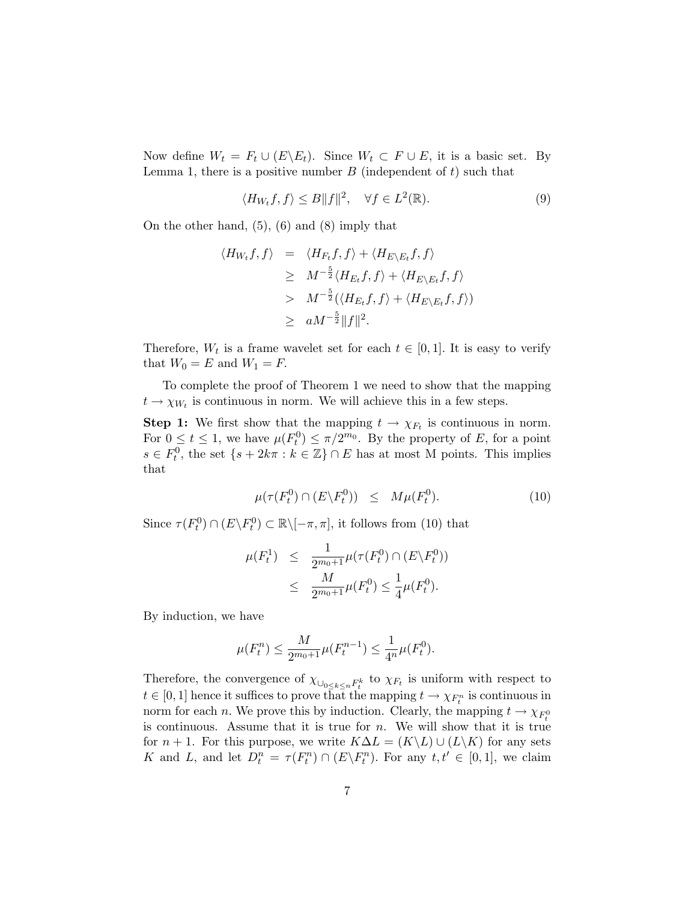Now define $W_t = F_t \cup (E \backslash E_t)$. Since $W_t \subset F \cup E$, it is a basic set. By Lemma 1, there is a positive number $B$ (independent of $t$) such that

$$\langle H_{W_t} f, f\rangle \leq B\|f\|^2, \quad \forall f \in L^2(\mathbb{R}). \tag{9}$$

On the other hand, (5), (6) and (8) imply that

$$\begin{aligned}
\langle H_{W_t} f, f\rangle &= \langle H_{F_t} f, f\rangle + \langle H_{E\backslash E_t} f, f\rangle \\
&\geq M^{-\frac{5}{2}}\langle H_{E_t} f, f\rangle + \langle H_{E\backslash E_t} f, f\rangle \\
&> M^{-\frac{5}{2}}(\langle H_{E_t} f, f\rangle + \langle H_{E\backslash E_t} f, f\rangle) \\
&\geq aM^{-\frac{5}{2}}\|f\|^2.
\end{aligned}$$

Therefore, $W_t$ is a frame wavelet set for each $t \in [0,1]$. It is easy to verify that $W_0 = E$ and $W_1 = F$.

To complete the proof of Theorem 1 we need to show that the mapping $t \to \chi_{W_t}$ is continuous in norm. We will achieve this in a few steps.

**Step 1:** We first show that the mapping $t \to \chi_{F_t}$ is continuous in norm. For $0 \leq t \leq 1$, we have $\mu(F_t^0) \leq \pi/2^{m_0}$. By the property of $E$, for a point $s \in F_t^0$, the set $\{s + 2k\pi : k \in \mathbb{Z}\} \cap E$ has at most M points. This implies that

$$\mu(\tau(F_t^0) \cap (E\backslash F_t^0)) \quad \leq \quad M\mu(F_t^0). \tag{10}$$

Since $\tau(F_t^0) \cap (E\backslash F_t^0) \subset \mathbb{R}\backslash[-\pi,\pi]$, it follows from (10) that

$$\begin{aligned}
\mu(F_t^1) &\leq \frac{1}{2^{m_0+1}}\mu(\tau(F_t^0) \cap (E\backslash F_t^0)) \\
&\leq \frac{M}{2^{m_0+1}}\mu(F_t^0) \leq \frac{1}{4}\mu(F_t^0).
\end{aligned}$$

By induction, we have

$$\mu(F_t^n) \leq \frac{M}{2^{m_0+1}}\mu(F_t^{n-1}) \leq \frac{1}{4^n}\mu(F_t^0).$$

Therefore, the convergence of $\chi_{\cup_{0\leq k\leq n} F_t^k}$ to $\chi_{F_t}$ is uniform with respect to $t \in [0,1]$ hence it suffices to prove that the mapping $t \to \chi_{F_t^n}$ is continuous in norm for each $n$. We prove this by induction. Clearly, the mapping $t \to \chi_{F_t^0}$ is continuous. Assume that it is true for $n$. We will show that it is true for $n+1$. For this purpose, we write $K\Delta L = (K\backslash L) \cup (L\backslash K)$ for any sets $K$ and $L$, and let $D_t^n = \tau(F_t^n) \cap (E\backslash F_t^n)$. For any $t, t' \in [0,1]$, we claim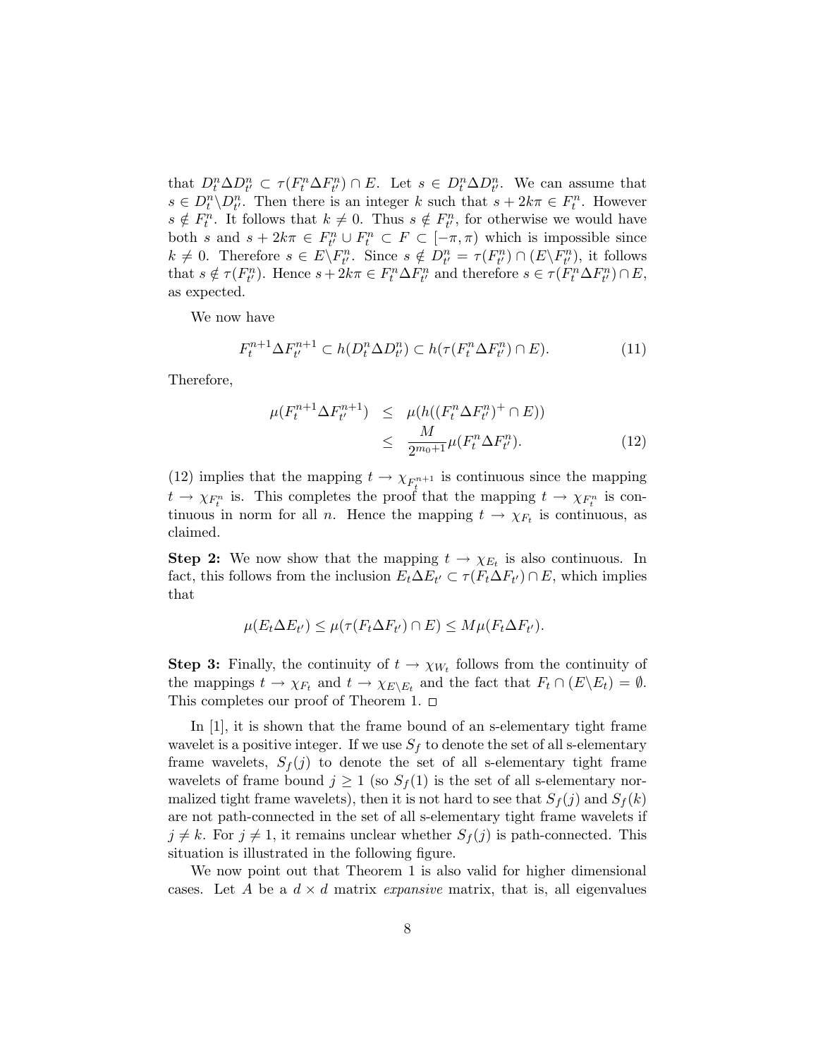that $D_t^n \Delta D_{t'}^n \subset \tau(F_t^n \Delta F_{t'}^n) \cap E$. Let $s \in D_t^n \Delta D_{t'}^n$. We can assume that $s \in D_t^n \backslash D_{t'}^n$. Then there is an integer $k$ such that $s + 2k\pi \in F_t^n$. However $s \notin F_t^n$. It follows that $k \neq 0$. Thus $s \notin F_{t'}^n$, for otherwise we would have both $s$ and $s + 2k\pi \in F_{t'}^n \cup F_t^n \subset F \subset [-\pi, \pi)$ which is impossible since $k \neq 0$. Therefore $s \in E \backslash F_{t'}^n$. Since $s \notin D_{t'}^n = \tau(F_{t'}^n) \cap (E \backslash F_{t'}^n)$, it follows that $s \notin \tau(F_{t'}^n)$. Hence $s + 2k\pi \in F_t^n \Delta F_{t'}^n$ and therefore $s \in \tau(F_t^n \Delta F_{t'}^n) \cap E$, as expected.

We now have

$$F_t^{n+1} \Delta F_{t'}^{n+1} \subset h(D_t^n \Delta D_{t'}^n) \subset h(\tau(F_t^n \Delta F_{t'}^n) \cap E). \tag{11}$$

Therefore,

$$\begin{aligned} \mu(F_t^{n+1} \Delta F_{t'}^{n+1}) &\leq \mu(h((F_t^n \Delta F_{t'}^n)^+ \cap E)) \\ &\leq \frac{M}{2^{m_0+1}} \mu(F_t^n \Delta F_{t'}^n). \end{aligned} \tag{12}$$

(12) implies that the mapping $t \to \chi_{F_t^{n+1}}$ is continuous since the mapping $t \to \chi_{F_t^n}$ is. This completes the proof that the mapping $t \to \chi_{F_t^n}$ is continuous in norm for all $n$. Hence the mapping $t \to \chi_{F_t}$ is continuous, as claimed.

**Step 2:** We now show that the mapping $t \to \chi_{E_t}$ is also continuous. In fact, this follows from the inclusion $E_t \Delta E_{t'} \subset \tau(F_t \Delta F_{t'}) \cap E$, which implies that

$$\mu(E_t \Delta E_{t'}) \leq \mu(\tau(F_t \Delta F_{t'}) \cap E) \leq M \mu(F_t \Delta F_{t'}).$$

**Step 3:** Finally, the continuity of $t \to \chi_{W_t}$ follows from the continuity of the mappings $t \to \chi_{F_t}$ and $t \to \chi_{E \backslash E_t}$ and the fact that $F_t \cap (E \backslash E_t) = \emptyset$. This completes our proof of Theorem 1. □

In [1], it is shown that the frame bound of an s-elementary tight frame wavelet is a positive integer. If we use $S_f$ to denote the set of all s-elementary frame wavelets, $S_f(j)$ to denote the set of all s-elementary tight frame wavelets of frame bound $j \geq 1$ (so $S_f(1)$ is the set of all s-elementary normalized tight frame wavelets), then it is not hard to see that $S_f(j)$ and $S_f(k)$ are not path-connected in the set of all s-elementary tight frame wavelets if $j \neq k$. For $j \neq 1$, it remains unclear whether $S_f(j)$ is path-connected. This situation is illustrated in the following figure.

We now point out that Theorem 1 is also valid for higher dimensional cases. Let $A$ be a $d \times d$ matrix *expansive* matrix, that is, all eigenvalues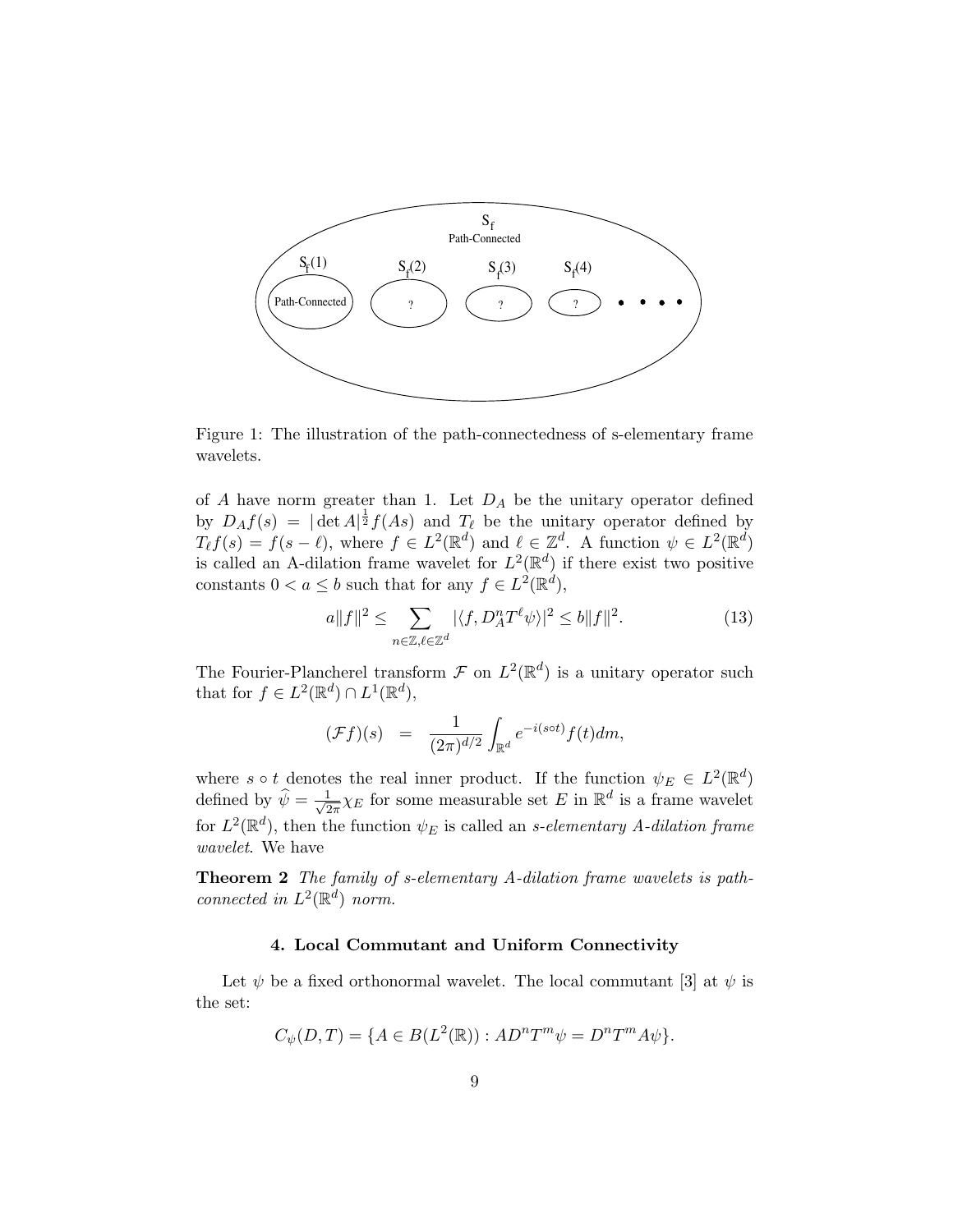Figure 1: The illustration of the path-connectedness of s-elementary frame wavelets.

of $A$ have norm greater than 1. Let $D_A$ be the unitary operator defined by $D_A f(s) = |\det A|^{\frac{1}{2}} f(As)$ and $T_\ell$ be the unitary operator defined by $T_\ell f(s) = f(s - \ell)$, where $f \in L^2(\mathbb{R}^d)$ and $\ell \in \mathbb{Z}^d$. A function $\psi \in L^2(\mathbb{R}^d)$ is called an A-dilation frame wavelet for $L^2(\mathbb{R}^d)$ if there exist two positive constants $0 < a \leq b$ such that for any $f \in L^2(\mathbb{R}^d)$,

$$a\|f\|^2 \leq \sum_{n\in\mathbb{Z},\ell\in\mathbb{Z}^d} |\langle f, D_A^n T^\ell \psi\rangle|^2 \leq b\|f\|^2. \tag{13}$$

The Fourier-Plancherel transform $\mathcal{F}$ on $L^2(\mathbb{R}^d)$ is a unitary operator such that for $f \in L^2(\mathbb{R}^d) \cap L^1(\mathbb{R}^d)$,

$$(\mathcal{F}f)(s) = \frac{1}{(2\pi)^{d/2}} \int_{\mathbb{R}^d} e^{-i(s\circ t)} f(t) dm,$$

where $s \circ t$ denotes the real inner product. If the function $\psi_E \in L^2(\mathbb{R}^d)$ defined by $\widehat{\psi} = \frac{1}{\sqrt{2\pi}}\chi_E$ for some measurable set $E$ in $\mathbb{R}^d$ is a frame wavelet for $L^2(\mathbb{R}^d)$, then the function $\psi_E$ is called an *s-elementary A-dilation frame wavelet*. We have

**Theorem 2** *The family of s-elementary A-dilation frame wavelets is path-connected in $L^2(\mathbb{R}^d)$ norm.*

#### 4. Local Commutant and Uniform Connectivity

Let $\psi$ be a fixed orthonormal wavelet. The local commutant [3] at $\psi$ is the set:

$$C_\psi(D,T) = \{A \in B(L^2(\mathbb{R})) : AD^nT^m\psi = D^nT^mA\psi\}.$$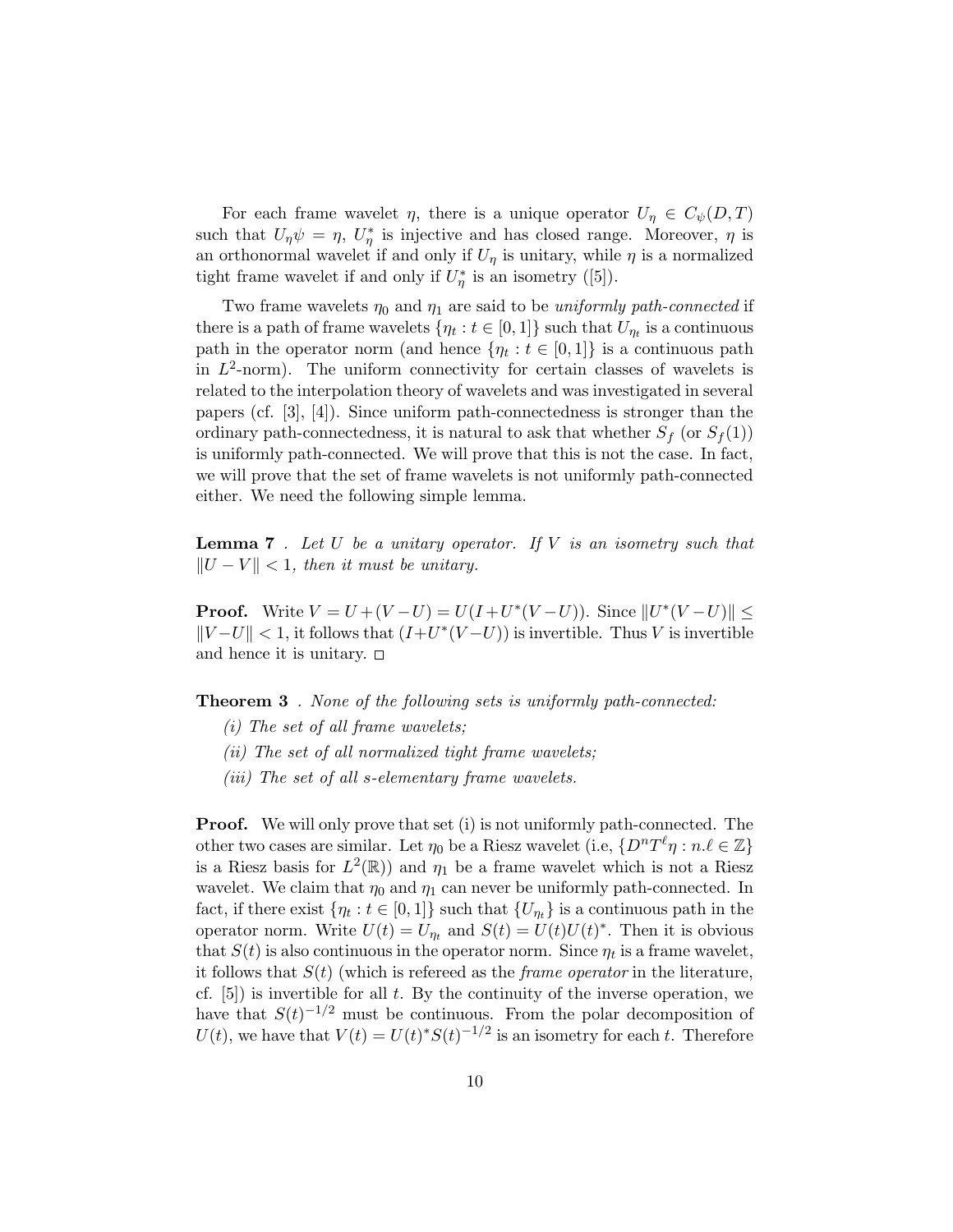For each frame wavelet $\eta$, there is a unique operator $U_\eta \in C_\psi(D,T)$ such that $U_\eta \psi = \eta$, $U_\eta^*$ is injective and has closed range. Moreover, $\eta$ is an orthonormal wavelet if and only if $U_\eta$ is unitary, while $\eta$ is a normalized tight frame wavelet if and only if $U_\eta^*$ is an isometry ([5]).

Two frame wavelets $\eta_0$ and $\eta_1$ are said to be *uniformly path-connected* if there is a path of frame wavelets $\{\eta_t : t \in [0,1]\}$ such that $U_{\eta_t}$ is a continuous path in the operator norm (and hence $\{\eta_t : t \in [0,1]\}$ is a continuous path in $L^2$-norm). The uniform connectivity for certain classes of wavelets is related to the interpolation theory of wavelets and was investigated in several papers (cf. [3], [4]). Since uniform path-connectedness is stronger than the ordinary path-connectedness, it is natural to ask that whether $S_f$ (or $S_f(1)$) is uniformly path-connected. We will prove that this is not the case. In fact, we will prove that the set of frame wavelets is not uniformly path-connected either. We need the following simple lemma.

**Lemma 7** . *Let $U$ be a unitary operator. If $V$ is an isometry such that $\|U - V\| < 1$, then it must be unitary.*

**Proof.** Write $V = U + (V - U) = U(I + U^*(V - U))$. Since $\|U^*(V - U)\| \leq \|V - U\| < 1$, it follows that $(I + U^*(V - U))$ is invertible. Thus $V$ is invertible and hence it is unitary. □

**Theorem 3** . *None of the following sets is uniformly path-connected:*

*(i) The set of all frame wavelets;*

*(ii) The set of all normalized tight frame wavelets;*

*(iii) The set of all s-elementary frame wavelets.*

**Proof.** We will only prove that set (i) is not uniformly path-connected. The other two cases are similar. Let $\eta_0$ be a Riesz wavelet (i.e, $\{D^n T^\ell \eta : n.\ell \in \mathbb{Z}\}$ is a Riesz basis for $L^2(\mathbb{R})$) and $\eta_1$ be a frame wavelet which is not a Riesz wavelet. We claim that $\eta_0$ and $\eta_1$ can never be uniformly path-connected. In fact, if there exist $\{\eta_t : t \in [0,1]\}$ such that $\{U_{\eta_t}\}$ is a continuous path in the operator norm. Write $U(t) = U_{\eta_t}$ and $S(t) = U(t)U(t)^*$. Then it is obvious that $S(t)$ is also continuous in the operator norm. Since $\eta_t$ is a frame wavelet, it follows that $S(t)$ (which is refereed as the *frame operator* in the literature, cf. [5]) is invertible for all $t$. By the continuity of the inverse operation, we have that $S(t)^{-1/2}$ must be continuous. From the polar decomposition of $U(t)$, we have that $V(t) = U(t)^* S(t)^{-1/2}$ is an isometry for each $t$. Therefore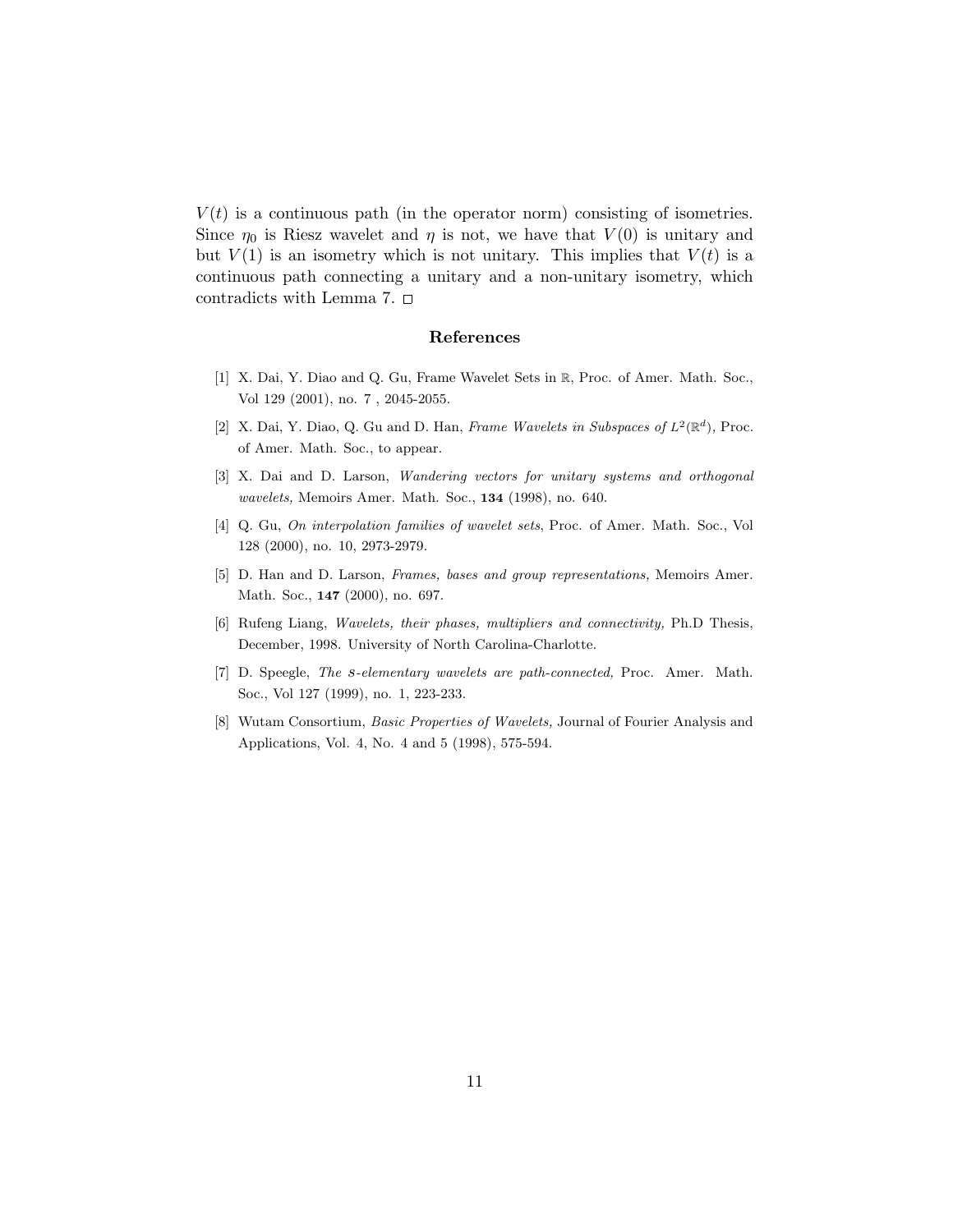$V(t)$ is a continuous path (in the operator norm) consisting of isometries. Since $\eta_0$ is Riesz wavelet and $\eta$ is not, we have that $V(0)$ is unitary and but $V(1)$ is an isometry which is not unitary. This implies that $V(t)$ is a continuous path connecting a unitary and a non-unitary isometry, which contradicts with Lemma 7. $\square$

## References

[1] X. Dai, Y. Diao and Q. Gu, Frame Wavelet Sets in $\mathbb{R}$, Proc. of Amer. Math. Soc., Vol 129 (2001), no. 7 , 2045-2055.

[2] X. Dai, Y. Diao, Q. Gu and D. Han, *Frame Wavelets in Subspaces of $L^2(\mathbb{R}^d)$,* Proc. of Amer. Math. Soc., to appear.

[3] X. Dai and D. Larson, *Wandering vectors for unitary systems and orthogonal wavelets,* Memoirs Amer. Math. Soc., **134** (1998), no. 640.

[4] Q. Gu, *On interpolation families of wavelet sets*, Proc. of Amer. Math. Soc., Vol 128 (2000), no. 10, 2973-2979.

[5] D. Han and D. Larson, *Frames, bases and group representations,* Memoirs Amer. Math. Soc., **147** (2000), no. 697.

[6] Rufeng Liang, *Wavelets, their phases, multipliers and connectivity,* Ph.D Thesis, December, 1998. University of North Carolina-Charlotte.

[7] D. Speegle, *The s-elementary wavelets are path-connected,* Proc. Amer. Math. Soc., Vol 127 (1999), no. 1, 223-233.

[8] Wutam Consortium, *Basic Properties of Wavelets,* Journal of Fourier Analysis and Applications, Vol. 4, No. 4 and 5 (1998), 575-594.